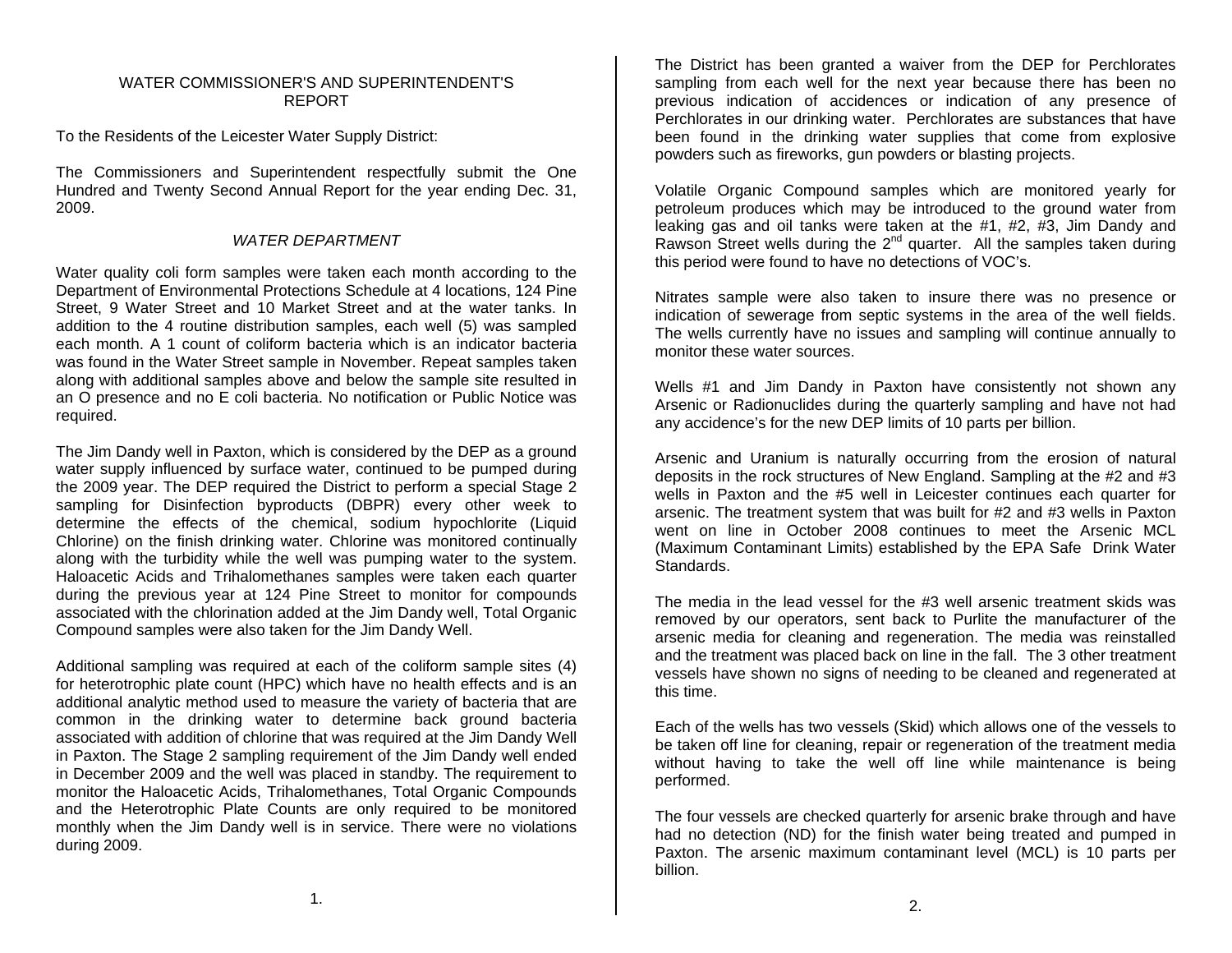# WATER COMMISSIONER'S AND SUPERINTENDENT'S REPORT

To the Residents of the Leicester Water Supply District:

The Commissioners and Superintendent respectfully submit the One Hundred and Twenty Second Annual Report for the year ending Dec. 31, 2009.

## *WATER DEPARTMENT*

Water quality coli form samples were taken each month according to the Department of Environmental Protections Schedule at 4 locations, 124 Pine Street, 9 Water Street and 10 Market Street and at the water tanks. In addition to the 4 routine distribution samples, each well (5) was sampled each month. A 1 count of coliform bacteria which is an indicator bacteria was found in the Water Street sample in November. Repeat samples taken along with additional samples above and below the sample site resulted in an O presence and no E coli bacteria. No notification or Public Notice was required.

The Jim Dandy well in Paxton, which is considered by the DEP as a ground water supply influenced by surface water, continued to be pumped during the 2009 year. The DEP required the District to perform a special Stage 2 sampling for Disinfection byproducts (DBPR) every other week to determine the effects of the chemical, sodium hypochlorite (Liquid Chlorine) on the finish drinking water. Chlorine was monitored continually along with the turbidity while the well was pumping water to the system. Haloacetic Acids and Trihalomethanes samples were taken each quarter during the previous year at 124 Pine Street to monitor for compounds associated with the chlorination added at the Jim Dandy well, Total Organic Compound samples were also taken for the Jim Dandy Well.

Additional sampling was required at each of the coliform sample sites (4) for heterotrophic plate count (HPC) which have no health effects and is an additional analytic method used to measure the variety of bacteria that are common in the drinking water to determine back ground bacteria associated with addition of chlorine that was required at the Jim Dandy Well in Paxton. The Stage 2 sampling requirement of the Jim Dandy well ended in December 2009 and the well was placed in standby. The requirement to monitor the Haloacetic Acids, Trihalomethanes, Total Organic Compounds and the Heterotrophic Plate Counts are only required to be monitored monthly when the Jim Dandy well is in service. There were no violations during 2009.

The District has been granted a waiver from the DEP for Perchlorates sampling from each well for the next year because there has been no previous indication of accidences or indication of any presence of Perchlorates in our drinking water. Perchlorates are substances that have been found in the drinking water supplies that come from explosive powders such as fireworks, gun powders or blasting projects.

Volatile Organic Compound samples which are monitored yearly for petroleum produces which may be introduced to the ground water from leaking gas and oil tanks were taken at the #1, #2, #3, Jim Dandy and Rawson Street wells during the 2nd quarter. All the samples taken during this period were found to have no detections of VOC's.

Nitrates sample were also taken to insure there was no presence or indication of sewerage from septic systems in the area of the well fields. The wells currently have no issues and sampling will continue annually to monitor these water sources.

Wells #1 and Jim Dandy in Paxton have consistently not shown any Arsenic or Radionuclides during the quarterly sampling and have not had any accidence's for the new DEP limits of 10 parts per billion.

Arsenic and Uranium is naturally occurring from the erosion of natural deposits in the rock structures of New England. Sampling at the #2 and #3 wells in Paxton and the #5 well in Leicester continues each quarter for arsenic. The treatment system that was built for #2 and #3 wells in Paxton went on line in October 2008 continues to meet the Arsenic MCL (Maximum Contaminant Limits) established by the EPA Safe Drink Water Standards.

The media in the lead vessel for the #3 well arsenic treatment skids was removed by our operators, sent back to Purlite the manufacturer of the arsenic media for cleaning and regeneration. The media was reinstalled and the treatment was placed back on line in the fall. The 3 other treatment vessels have shown no signs of needing to be cleaned and regenerated at this time.

Each of the wells has two vessels (Skid) which allows one of the vessels to be taken off line for cleaning, repair or regeneration of the treatment media without having to take the well off line while maintenance is being performed.

The four vessels are checked quarterly for arsenic brake through and have had no detection (ND) for the finish water being treated and pumped in Paxton. The arsenic maximum contaminant level (MCL) is 10 parts per billion.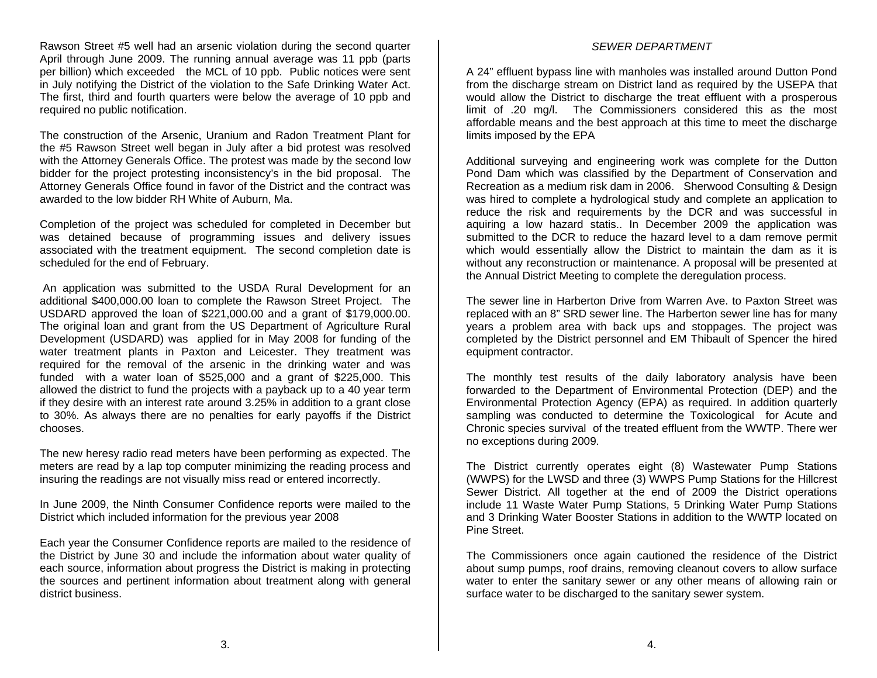Rawson Street #5 well had an arsenic violation during the second quarter April through June 2009. The running annual average was 11 ppb (parts per billion) which exceeded the MCL of 10 ppb. Public notices were sent in July notifying the District of the violation to the Safe Drinking Water Act. The first, third and fourth quarters were below the average of 10 ppb and required no public notification.

The construction of the Arsenic, Uranium and Radon Treatment Plant for the #5 Rawson Street well began in July after a bid protest was resolved with the Attorney Generals Office. The protest was made by the second low bidder for the project protesting inconsistency's in the bid proposal. The Attorney Generals Office found in favor of the District and the contract was awarded to the low bidder RH White of Auburn, Ma.

Completion of the project was scheduled for completed in December but was detained because of programming issues and delivery issues associated with the treatment equipment. The second completion date is scheduled for the end of February.

An application was submitted to the USDA Rural Development for an additional $400,000.00 loan to complete the Rawson Street Project. The USDARD approved the loan of $221,000.00 and a grant of $179,000.00. The original loan and grant from the US Department of Agriculture Rural Development (USDARD) was applied for in May 2008 for funding of the water treatment plants in Paxton and Leicester. They treatment was required for the removal of the arsenic in the drinking water and was funded with a water loan of $525,000 and a grant of $225,000. This allowed the district to fund the projects with a payback up to a 40 year term if they desire with an interest rate around 3.25% in addition to a grant close to 30%. As always there are no penalties for early payoffs if the District chooses.

The new heresy radio read meters have been performing as expected. The meters are read by a lap top computer minimizing the reading process and insuring the readings are not visually miss read or entered incorrectly.

In June 2009, the Ninth Consumer Confidence reports were mailed to the District which included information for the previous year 2008

Each year the Consumer Confidence reports are mailed to the residence of the District by June 30 and include the information about water quality of each source, information about progress the District is making in protecting the sources and pertinent information about treatment along with general district business.

*SEWER DEPARTMENT*

A 24" effluent bypass line with manholes was installed around Dutton Pond from the discharge stream on District land as required by the USEPA that would allow the District to discharge the treat effluent with a prosperous limit of .20 mg/l. The Commissioners considered this as the most affordable means and the best approach at this time to meet the discharge limits imposed by the EPA

Additional surveying and engineering work was complete for the Dutton Pond Dam which was classified by the Department of Conservation and Recreation as a medium risk dam in 2006. Sherwood Consulting & Design was hired to complete a hydrological study and complete an application to reduce the risk and requirements by the DCR and was successful in aquiring a low hazard statis.. In December 2009 the application was submitted to the DCR to reduce the hazard level to a dam remove permit which would essentially allow the District to maintain the dam as it is without any reconstruction or maintenance. A proposal will be presented at the Annual District Meeting to complete the deregulation process.

The sewer line in Harberton Drive from Warren Ave. to Paxton Street was replaced with an 8" SRD sewer line. The Harberton sewer line has for many years a problem area with back ups and stoppages. The project was completed by the District personnel and EM Thibault of Spencer the hired equipment contractor.

The monthly test results of the daily laboratory analysis have been forwarded to the Department of Environmental Protection (DEP) and the Environmental Protection Agency (EPA) as required. In addition quarterly sampling was conducted to determine the Toxicological for Acute and Chronic species survival of the treated effluent from the WWTP. There wer no exceptions during 2009.

The District currently operates eight (8) Wastewater Pump Stations (WWPS) for the LWSD and three (3) WWPS Pump Stations for the Hillcrest Sewer District. All together at the end of 2009 the District operations include 11 Waste Water Pump Stations, 5 Drinking Water Pump Stations and 3 Drinking Water Booster Stations in addition to the WWTP located on Pine Street.

The Commissioners once again cautioned the residence of the District about sump pumps, roof drains, removing cleanout covers to allow surface water to enter the sanitary sewer or any other means of allowing rain or surface water to be discharged to the sanitary sewer system.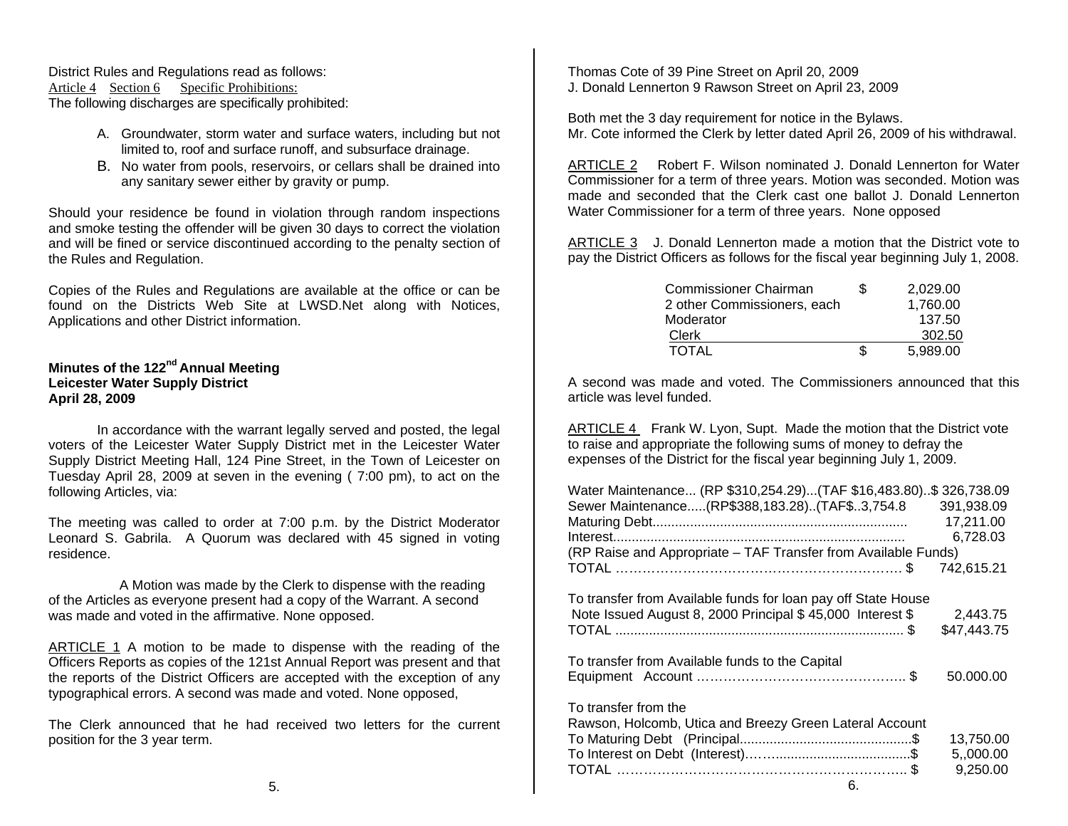District Rules and Regulations read as follows:
Article 4 Section 6 Specific Prohibitions:
The following discharges are specifically prohibited:

A. Groundwater, storm water and surface waters, including but not limited to, roof and surface runoff, and subsurface drainage.
B. No water from pools, reservoirs, or cellars shall be drained into any sanitary sewer either by gravity or pump.

Should your residence be found in violation through random inspections and smoke testing the offender will be given 30 days to correct the violation and will be fined or service discontinued according to the penalty section of the Rules and Regulation.

Copies of the Rules and Regulations are available at the office or can be found on the Districts Web Site at LWSD.Net along with Notices, Applications and other District information.

**Minutes of the 122nd Annual Meeting**
**Leicester Water Supply District**
**April 28, 2009**

In accordance with the warrant legally served and posted, the legal voters of the Leicester Water Supply District met in the Leicester Water Supply District Meeting Hall, 124 Pine Street, in the Town of Leicester on Tuesday April 28, 2009 at seven in the evening ( 7:00 pm), to act on the following Articles, via:

The meeting was called to order at 7:00 p.m. by the District Moderator Leonard S. Gabrila. A Quorum was declared with 45 signed in voting residence.

A Motion was made by the Clerk to dispense with the reading of the Articles as everyone present had a copy of the Warrant. A second was made and voted in the affirmative. None opposed.

ARTICLE 1 A motion to be made to dispense with the reading of the Officers Reports as copies of the 121st Annual Report was present and that the reports of the District Officers are accepted with the exception of any typographical errors. A second was made and voted. None opposed,

The Clerk announced that he had received two letters for the current position for the 3 year term.

Thomas Cote of 39 Pine Street on April 20, 2009
J. Donald Lennerton 9 Rawson Street on April 23, 2009

Both met the 3 day requirement for notice in the Bylaws.
Mr. Cote informed the Clerk by letter dated April 26, 2009 of his withdrawal.

ARTICLE 2 Robert F. Wilson nominated J. Donald Lennerton for Water Commissioner for a term of three years. Motion was seconded. Motion was made and seconded that the Clerk cast one ballot J. Donald Lennerton Water Commissioner for a term of three years. None opposed

ARTICLE 3 J. Donald Lennerton made a motion that the District vote to pay the District Officers as follows for the fiscal year beginning July 1, 2008.

| | | |
|---|---|---|
| Commissioner Chairman | $ | 2,029.00 |
| 2 other Commissioners, each | | 1,760.00 |
| Moderator | | 137.50 |
| Clerk | | 302.50 |
| TOTAL | $ | 5,989.00 |

A second was made and voted. The Commissioners announced that this article was level funded.

ARTICLE 4 Frank W. Lyon, Supt. Made the motion that the District vote to raise and appropriate the following sums of money to defray the expenses of the District for the fiscal year beginning July 1, 2009.

| | |
|---|---|
| Water Maintenance... (RP $310,254.29)...(TAF $16,483.80)..$ | 326,738.09 |
| Sewer Maintenance.....(RP$388,183.28)..(TAF$..3,754.8 | 391,938.09 |
| Maturing Debt.................................................................... | 17,211.00 |
| Interest.............................................................................. | 6,728.03 |
| (RP Raise and Appropriate – TAF Transfer from Available Funds) | |
| TOTAL ………………………………………………………. $ | 742,615.21 |

To transfer from Available funds for loan pay off State House Note Issued August 8, 2000 Principal $ 45,000 Interest $ 2,443.75
TOTAL ............................................................................ $ $47,443.75

To transfer from Available funds to the Capital Equipment Account ……………………………………….. $ 50.000.00

To transfer from the
Rawson, Holcomb, Utica and Breezy Green Lateral Account

| | |
|---|---|
| To Maturing Debt (Principal.............................................$ | 13,750.00 |
| To Interest on Debt (Interest).……....................................$ | 5,,000.00 |
| TOTAL ……………………………………………………….. $ | 9,250.00 |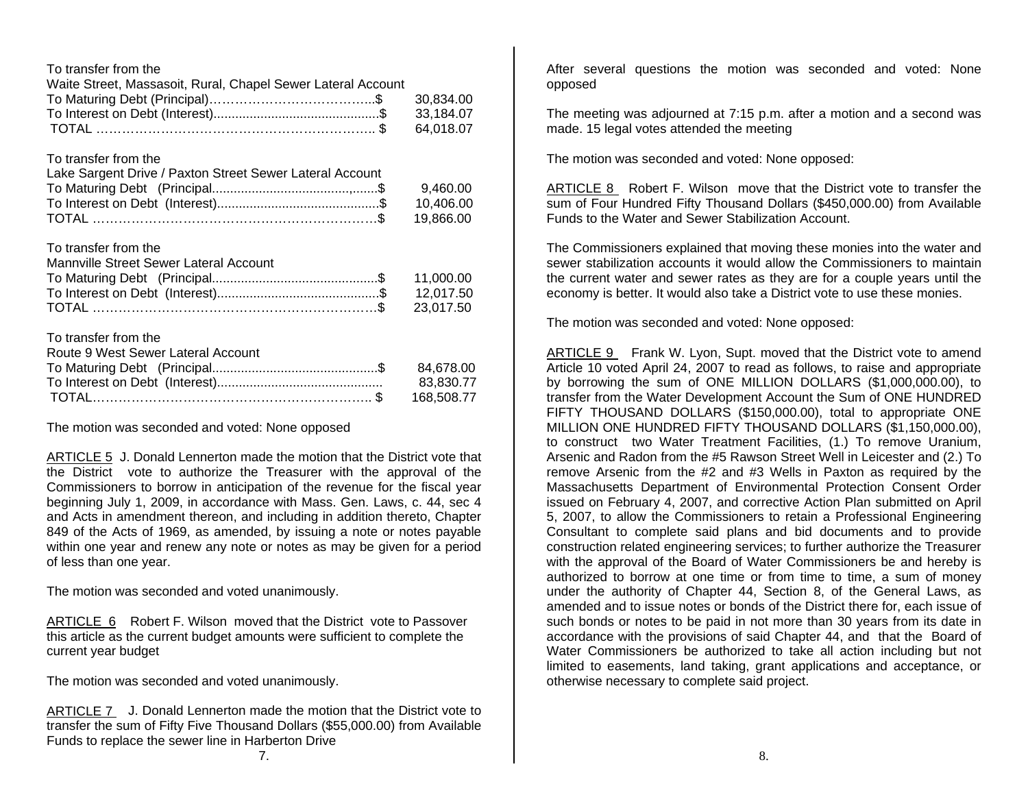To transfer from the
Waite Street, Massasoit, Rural, Chapel Sewer Lateral Account

| | |
|---|---|
| To Maturing Debt (Principal)………………………………..$ | 30,834.00 |
| To Interest on Debt (Interest)...........................................$ | 33,184.07 |
| TOTAL …………………………………………………….. $ | 64,018.07 |

To transfer from the
Lake Sargent Drive / Paxton Street Sewer Lateral Account

| | |
|---|---|
| To Maturing Debt (Principal............................................$ | 9,460.00 |
| To Interest on Debt (Interest)...........................................$ | 10,406.00 |
| TOTAL ……………………………………………………….$ | 19,866.00 |

To transfer from the
Mannville Street Sewer Lateral Account

| | |
|---|---|
| To Maturing Debt (Principal............................................$ | 11,000.00 |
| To Interest on Debt (Interest)...........................................$ | 12,017.50 |
| TOTAL ……………………………………………………….$ | 23,017.50 |

To transfer from the
Route 9 West Sewer Lateral Account

| | |
|---|---|
| To Maturing Debt (Principal............................................$ | 84,678.00 |
| To Interest on Debt (Interest)........................................... | 83,830.77 |
| TOTAL…………………………………………………….. $ | 168,508.77 |

The motion was seconded and voted: None opposed

ARTICLE 5 J. Donald Lennerton made the motion that the District vote that the District vote to authorize the Treasurer with the approval of the Commissioners to borrow in anticipation of the revenue for the fiscal year beginning July 1, 2009, in accordance with Mass. Gen. Laws, c. 44, sec 4 and Acts in amendment thereon, and including in addition thereto, Chapter 849 of the Acts of 1969, as amended, by issuing a note or notes payable within one year and renew any note or notes as may be given for a period of less than one year.

The motion was seconded and voted unanimously.

ARTICLE 6 Robert F. Wilson moved that the District vote to Passover this article as the current budget amounts were sufficient to complete the current year budget

The motion was seconded and voted unanimously.

ARTICLE 7 J. Donald Lennerton made the motion that the District vote to transfer the sum of Fifty Five Thousand Dollars ($55,000.00) from Available Funds to replace the sewer line in Harberton Drive

After several questions the motion was seconded and voted: None opposed

The meeting was adjourned at 7:15 p.m. after a motion and a second was made. 15 legal votes attended the meeting

The motion was seconded and voted: None opposed:

ARTICLE 8 Robert F. Wilson move that the District vote to transfer the sum of Four Hundred Fifty Thousand Dollars ($450,000.00) from Available Funds to the Water and Sewer Stabilization Account.

The Commissioners explained that moving these monies into the water and sewer stabilization accounts it would allow the Commissioners to maintain the current water and sewer rates as they are for a couple years until the economy is better. It would also take a District vote to use these monies.

The motion was seconded and voted: None opposed:

ARTICLE 9 Frank W. Lyon, Supt. moved that the District vote to amend Article 10 voted April 24, 2007 to read as follows, to raise and appropriate by borrowing the sum of ONE MILLION DOLLARS ($1,000,000.00), to transfer from the Water Development Account the Sum of ONE HUNDRED FIFTY THOUSAND DOLLARS ($150,000.00), total to appropriate ONE MILLION ONE HUNDRED FIFTY THOUSAND DOLLARS ($1,150,000.00), to construct two Water Treatment Facilities, (1.) To remove Uranium, Arsenic and Radon from the #5 Rawson Street Well in Leicester and (2.) To remove Arsenic from the #2 and #3 Wells in Paxton as required by the Massachusetts Department of Environmental Protection Consent Order issued on February 4, 2007, and corrective Action Plan submitted on April 5, 2007, to allow the Commissioners to retain a Professional Engineering Consultant to complete said plans and bid documents and to provide construction related engineering services; to further authorize the Treasurer with the approval of the Board of Water Commissioners be and hereby is authorized to borrow at one time or from time to time, a sum of money under the authority of Chapter 44, Section 8, of the General Laws, as amended and to issue notes or bonds of the District there for, each issue of such bonds or notes to be paid in not more than 30 years from its date in accordance with the provisions of said Chapter 44, and that the Board of Water Commissioners be authorized to take all action including but not limited to easements, land taking, grant applications and acceptance, or otherwise necessary to complete said project.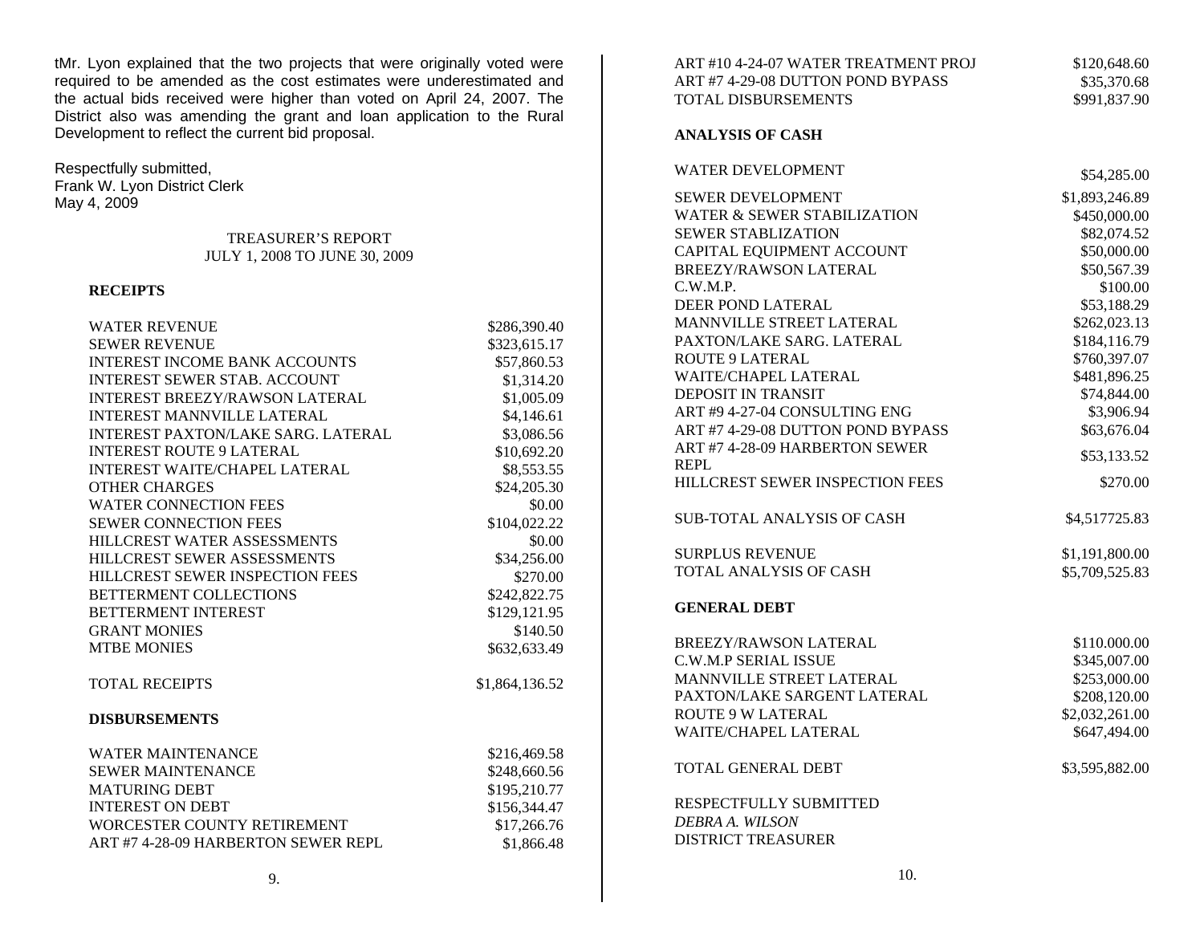tMr. Lyon explained that the two projects that were originally voted were required to be amended as the cost estimates were underestimated and the actual bids received were higher than voted on April 24, 2007. The District also was amending the grant and loan application to the Rural Development to reflect the current bid proposal.

Respectfully submitted,
Frank W. Lyon District Clerk
May 4, 2009

## TREASURER'S REPORT
## JULY 1, 2008 TO JUNE 30, 2009

### RECEIPTS

| | |
|---|---|
| WATER REVENUE | $286,390.40 |
| SEWER REVENUE | $323,615.17 |
| INTEREST INCOME BANK ACCOUNTS | $57,860.53 |
| INTEREST SEWER STAB. ACCOUNT | $1,314.20 |
| INTEREST BREEZY/RAWSON LATERAL | $1,005.09 |
| INTEREST MANNVILLE LATERAL | $4,146.61 |
| INTEREST PAXTON/LAKE SARG. LATERAL | $3,086.56 |
| INTEREST ROUTE 9 LATERAL | $10,692.20 |
| INTEREST WAITE/CHAPEL LATERAL | $8,553.55 |
| OTHER CHARGES | $24,205.30 |
| WATER CONNECTION FEES | $0.00 |
| SEWER CONNECTION FEES | $104,022.22 |
| HILLCREST WATER ASSESSMENTS | $0.00 |
| HILLCREST SEWER ASSESSMENTS | $34,256.00 |
| HILLCREST SEWER INSPECTION FEES | $270.00 |
| BETTERMENT COLLECTIONS | $242,822.75 |
| BETTERMENT INTEREST | $129,121.95 |
| GRANT MONIES | $140.50 |
| MTBE MONIES | $632,633.49 |
| | |
| TOTAL RECEIPTS | $1,864,136.52 |

### DISBURSEMENTS

| | |
|---|---|
| WATER MAINTENANCE | $216,469.58 |
| SEWER MAINTENANCE | $248,660.56 |
| MATURING DEBT | $195,210.77 |
| INTEREST ON DEBT | $156,344.47 |
| WORCESTER COUNTY RETIREMENT | $17,266.76 |
| ART #7 4-28-09 HARBERTON SEWER REPL | $1,866.48 |
| ART #10 4-24-07 WATER TREATMENT PROJ | $120,648.60 |
| ART #7 4-29-08 DUTTON POND BYPASS | $35,370.68 |
| TOTAL DISBURSEMENTS | $991,837.90 |

### ANALYSIS OF CASH

| | |
|---|---|
| WATER DEVELOPMENT | $54,285.00 |
| SEWER DEVELOPMENT | $1,893,246.89 |
| WATER & SEWER STABILIZATION | $450,000.00 |
| SEWER STABLIZATION | $82,074.52 |
| CAPITAL EQUIPMENT ACCOUNT | $50,000.00 |
| BREEZY/RAWSON LATERAL | $50,567.39 |
| C.W.M.P. | $100.00 |
| DEER POND LATERAL | $53,188.29 |
| MANNVILLE STREET LATERAL | $262,023.13 |
| PAXTON/LAKE SARG. LATERAL | $184,116.79 |
| ROUTE 9 LATERAL | $760,397.07 |
| WAITE/CHAPEL LATERAL | $481,896.25 |
| DEPOSIT IN TRANSIT | $74,844.00 |
| ART #9 4-27-04 CONSULTING ENG | $3,906.94 |
| ART #7 4-29-08 DUTTON POND BYPASS | $63,676.04 |
| ART #7 4-28-09 HARBERTON SEWER REPL | $53,133.52 |
| HILLCREST SEWER INSPECTION FEES | $270.00 |
| | |
| SUB-TOTAL ANALYSIS OF CASH | $4,517725.83 |
| | |
| SURPLUS REVENUE | $1,191,800.00 |
| TOTAL ANALYSIS OF CASH | $5,709,525.83 |

### GENERAL DEBT

| | |
|---|---|
| BREEZY/RAWSON LATERAL | $110.000.00 |
| C.W.M.P SERIAL ISSUE | $345,007.00 |
| MANNVILLE STREET LATERAL | $253,000.00 |
| PAXTON/LAKE SARGENT LATERAL | $208,120.00 |
| ROUTE 9 W LATERAL | $2,032,261.00 |
| WAITE/CHAPEL LATERAL | $647,494.00 |
| | |
| TOTAL GENERAL DEBT | $3,595,882.00 |

RESPECTFULLY SUBMITTED
*DEBRA A. WILSON*
DISTRICT TREASURER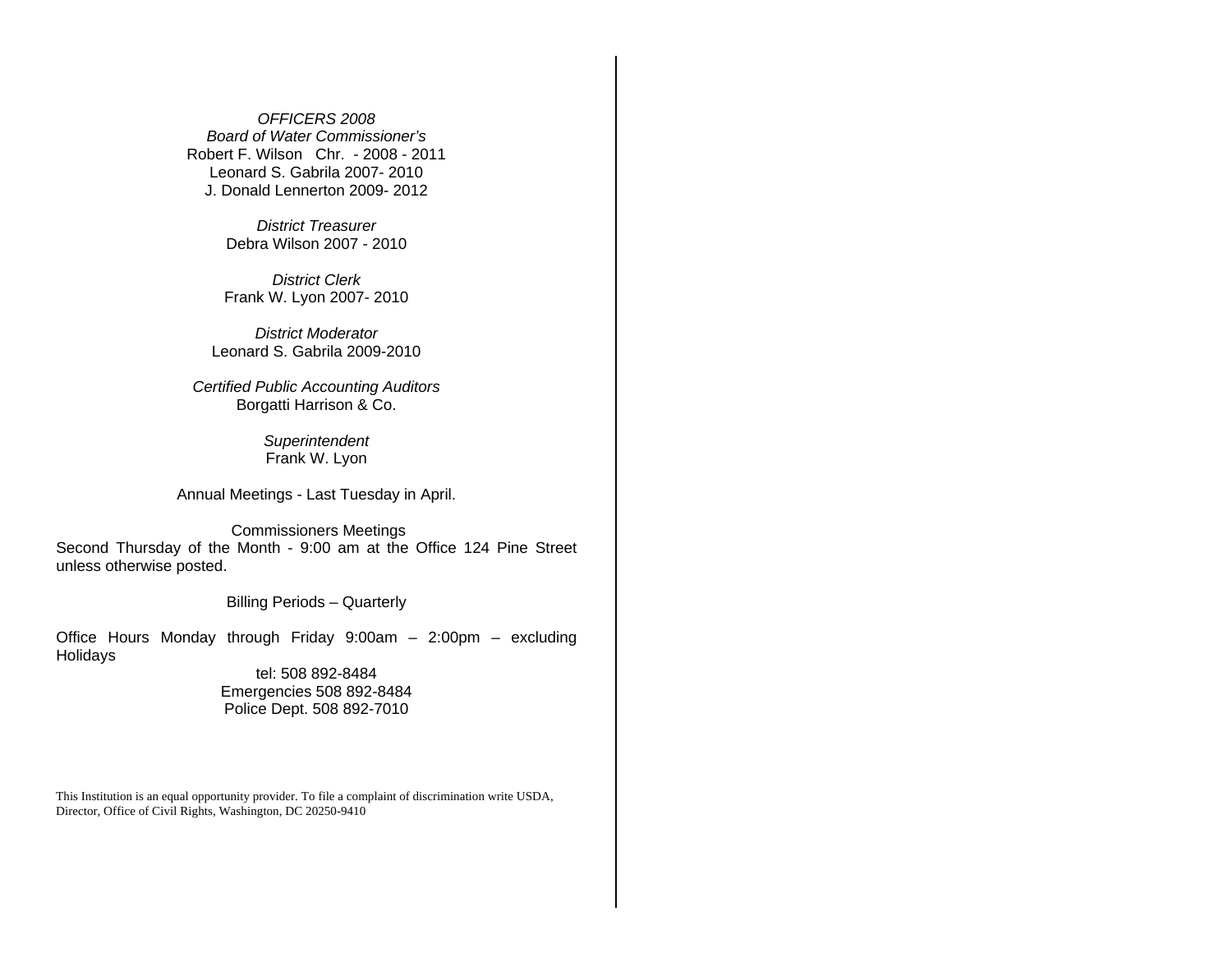*OFFICERS 2008*

*Board of Water Commissioner's*

Robert F. Wilson Chr. - 2008 - 2011

Leonard S. Gabrila 2007- 2010

J. Donald Lennerton 2009- 2012

*District Treasurer*

Debra Wilson 2007 - 2010

*District Clerk*

Frank W. Lyon 2007- 2010

*District Moderator*

Leonard S. Gabrila 2009-2010

*Certified Public Accounting Auditors*

Borgatti Harrison & Co.

*Superintendent*

Frank W. Lyon

Annual Meetings - Last Tuesday in April.

Commissioners Meetings

Second Thursday of the Month - 9:00 am at the Office 124 Pine Street unless otherwise posted.

Billing Periods – Quarterly

Office Hours Monday through Friday 9:00am – 2:00pm – excluding Holidays

tel: 508 892-8484

Emergencies 508 892-8484

Police Dept. 508 892-7010

This Institution is an equal opportunity provider. To file a complaint of discrimination write USDA, Director, Office of Civil Rights, Washington, DC 20250-9410